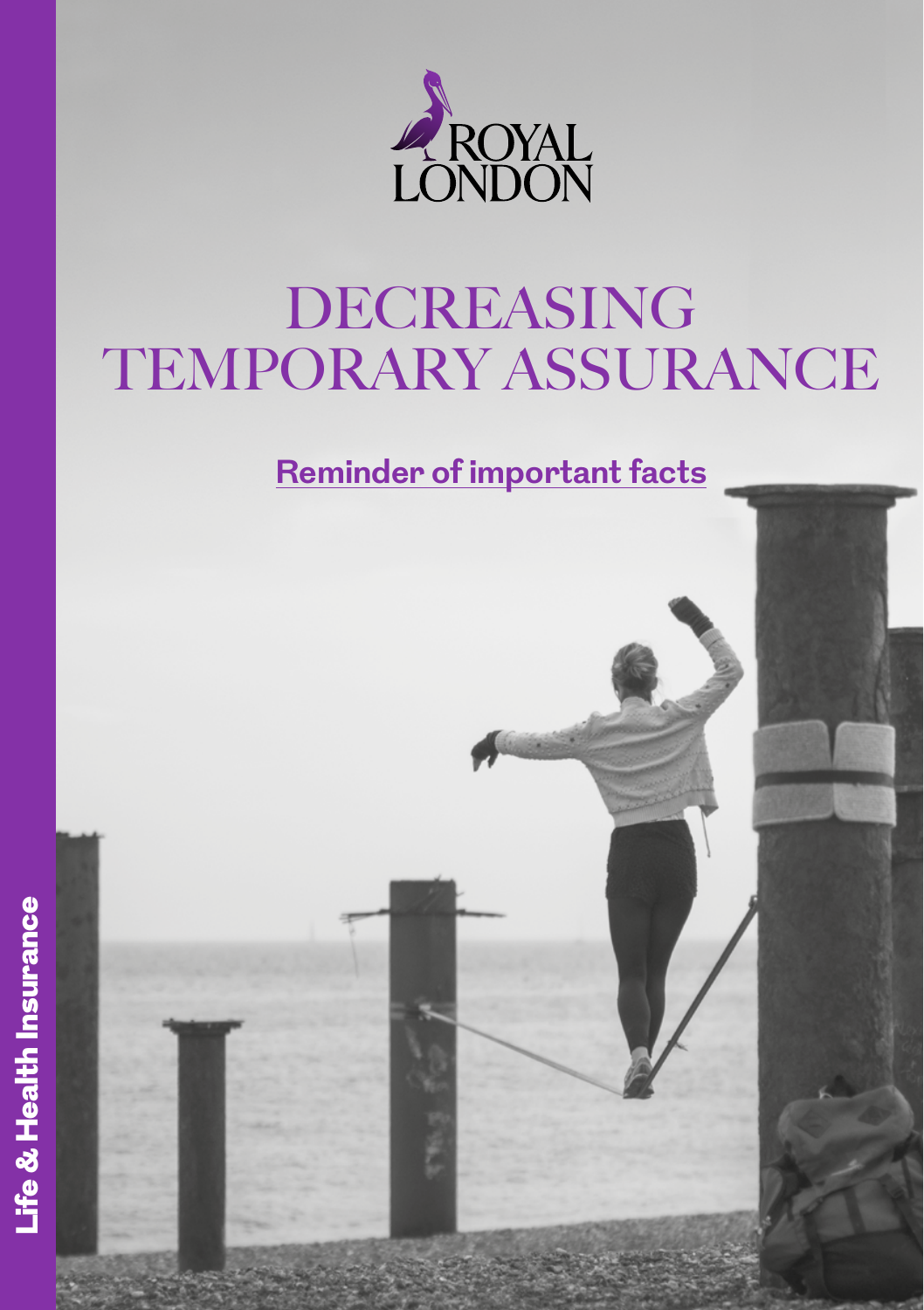ROYAL LONDON

# DECREASING TEMPORARY ASSURANCE

## Reminder of important facts

Life & Health Insurance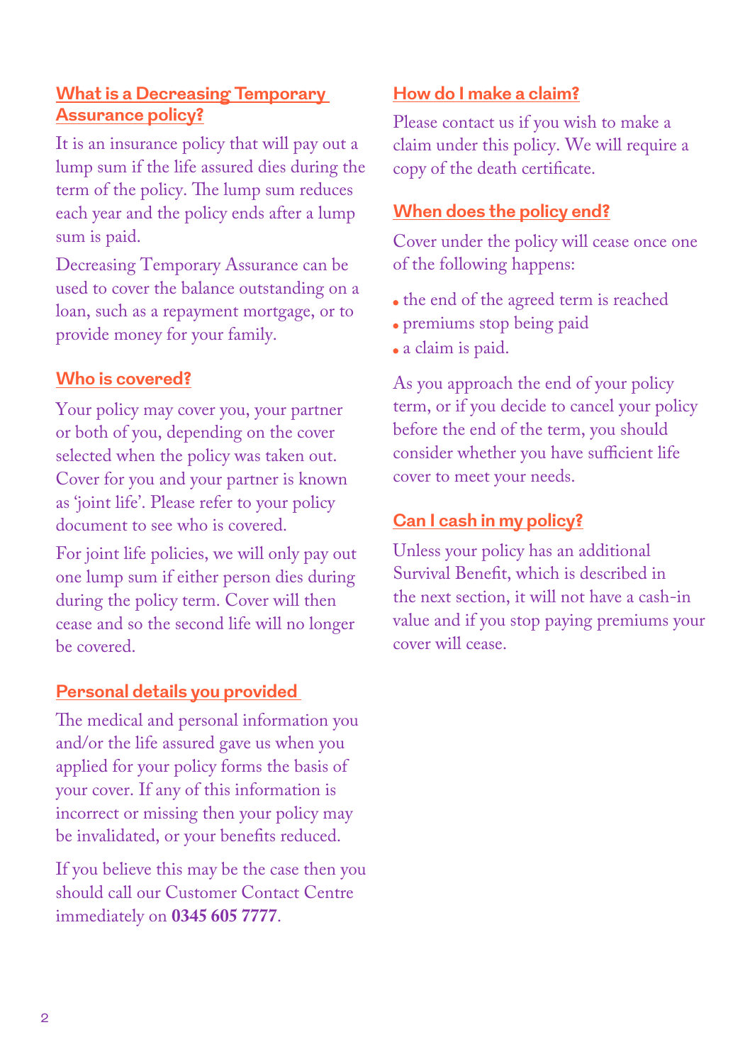## What is a Decreasing Temporary Assurance policy?

It is an insurance policy that will pay out a lump sum if the life assured dies during the term of the policy. The lump sum reduces each year and the policy ends after a lump sum is paid.

Decreasing Temporary Assurance can be used to cover the balance outstanding on a loan, such as a repayment mortgage, or to provide money for your family.

## Who is covered?

Your policy may cover you, your partner or both of you, depending on the cover selected when the policy was taken out. Cover for you and your partner is known as 'joint life'. Please refer to your policy document to see who is covered.

For joint life policies, we will only pay out one lump sum if either person dies during during the policy term. Cover will then cease and so the second life will no longer be covered.

## Personal details you provided

The medical and personal information you and/or the life assured gave us when you applied for your policy forms the basis of your cover. If any of this information is incorrect or missing then your policy may be invalidated, or your benefits reduced.

If you believe this may be the case then you should call our Customer Contact Centre immediately on **0345 605 7777**.

## How do I make a claim?

Please contact us if you wish to make a claim under this policy. We will require a copy of the death certificate.

## When does the policy end?

Cover under the policy will cease once one of the following happens:

- the end of the agreed term is reached
- premiums stop being paid
- a claim is paid.

As you approach the end of your policy term, or if you decide to cancel your policy before the end of the term, you should consider whether you have sufficient life cover to meet your needs.

## Can I cash in my policy?

Unless your policy has an additional Survival Benefit, which is described in the next section, it will not have a cash-in value and if you stop paying premiums your cover will cease.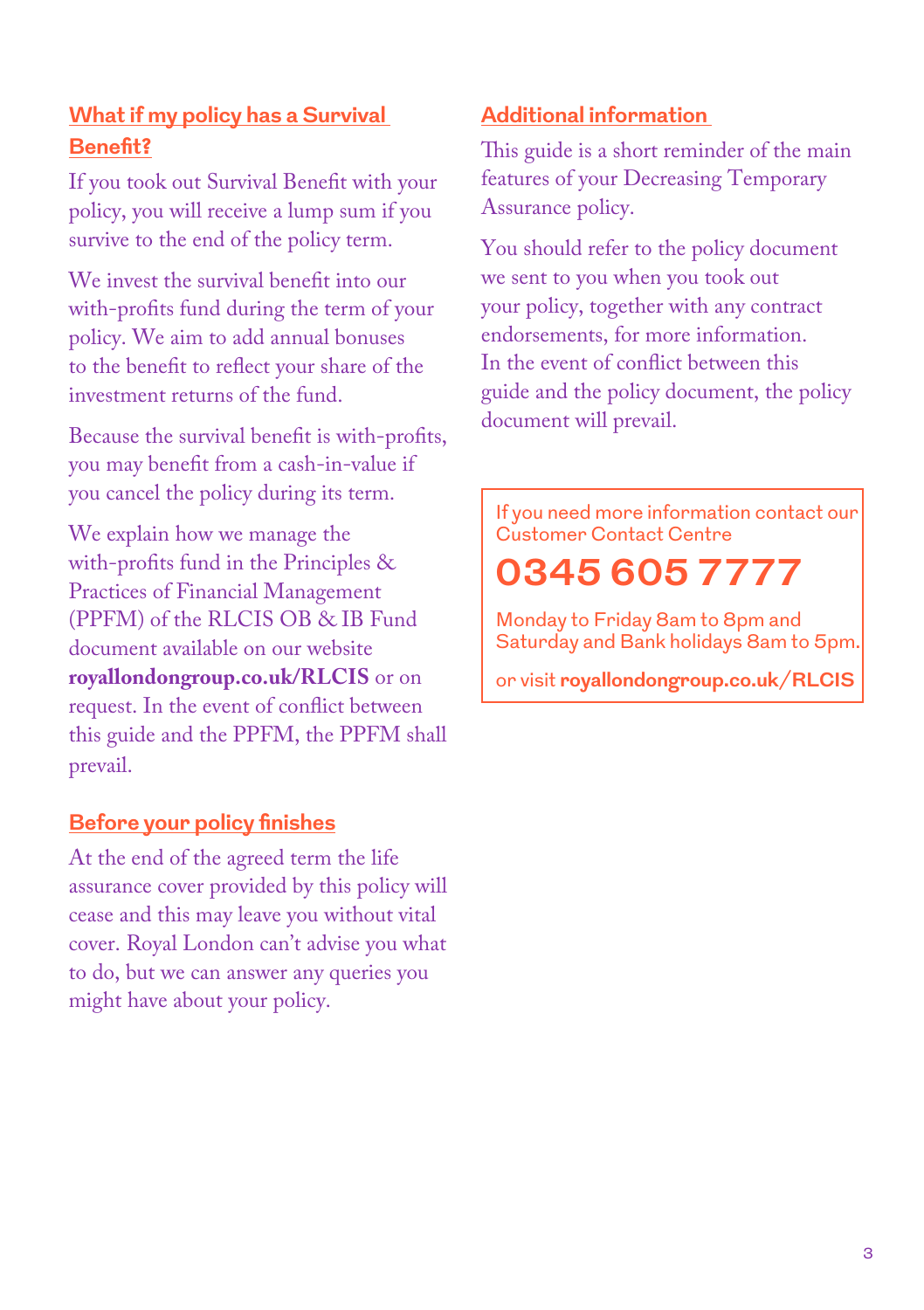## What if my policy has a Survival Benefit?

If you took out Survival Benefit with your policy, you will receive a lump sum if you survive to the end of the policy term.

We invest the survival benefit into our with-profits fund during the term of your policy. We aim to add annual bonuses to the benefit to reflect your share of the investment returns of the fund.

Because the survival benefit is with-profits, you may benefit from a cash-in-value if you cancel the policy during its term.

We explain how we manage the with-profits fund in the Principles & Practices of Financial Management (PPFM) of the RLCIS OB & IB Fund document available on our website **royallondongroup.co.uk/RLCIS** or on request. In the event of conflict between this guide and the PPFM, the PPFM shall prevail.

## Before your policy finishes

At the end of the agreed term the life assurance cover provided by this policy will cease and this may leave you without vital cover. Royal London can't advise you what to do, but we can answer any queries you might have about your policy.

## Additional information

This guide is a short reminder of the main features of your Decreasing Temporary Assurance policy.

You should refer to the policy document we sent to you when you took out your policy, together with any contract endorsements, for more information. In the event of conflict between this guide and the policy document, the policy document will prevail.

If you need more information contact our Customer Contact Centre

**0345 605 7777**

Monday to Friday 8am to 8pm and Saturday and Bank holidays 8am to 5pm.

or visit **royallondongroup.co.uk/RLCIS**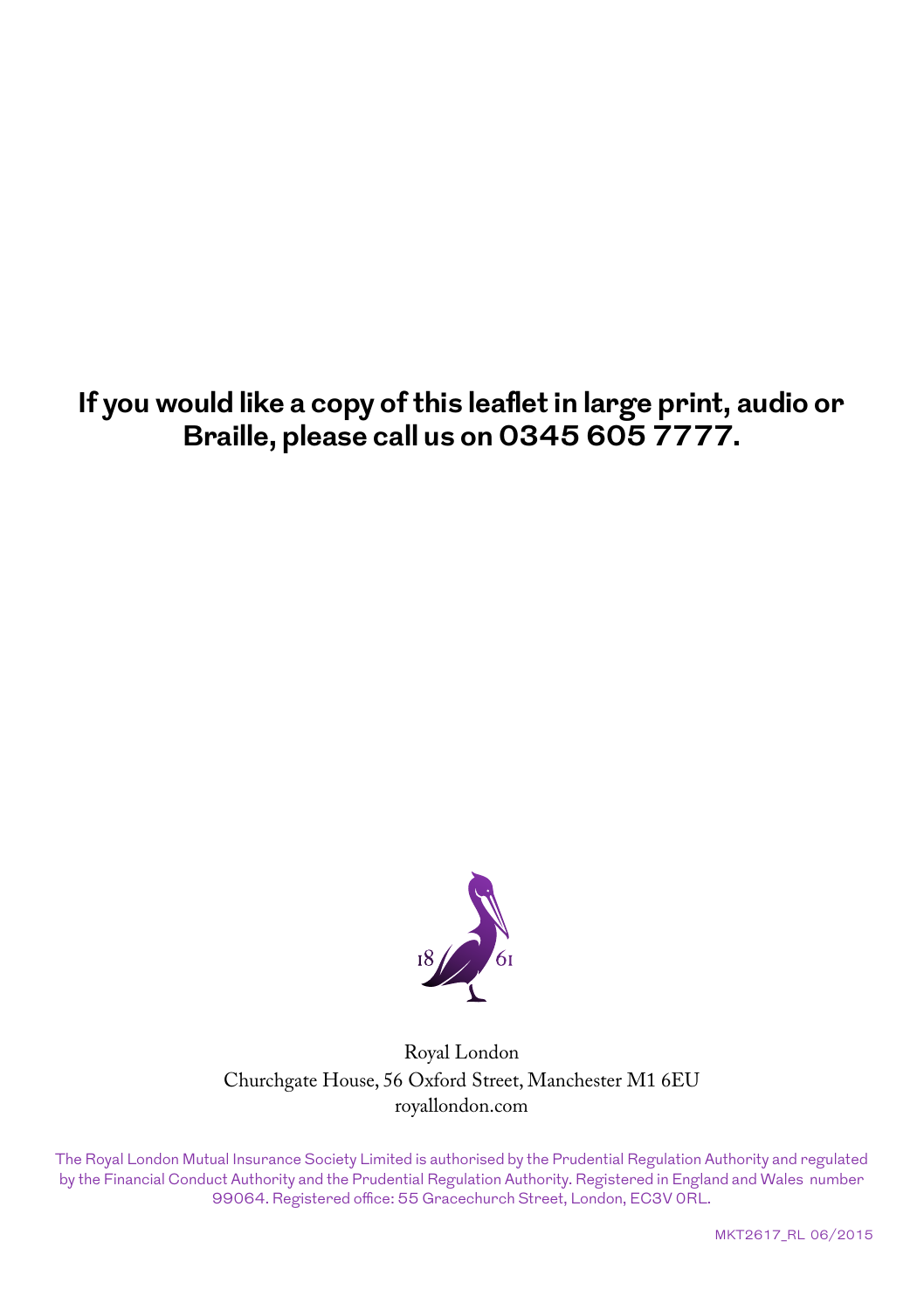**If you would like a copy of this leaflet in large print, audio or Braille, please call us on 0345 605 7777.**

18 61

Royal London
Churchgate House, 56 Oxford Street, Manchester M1 6EU
royallondon.com

The Royal London Mutual Insurance Society Limited is authorised by the Prudential Regulation Authority and regulated by the Financial Conduct Authority and the Prudential Regulation Authority. Registered in England and Wales number 99064. Registered office: 55 Gracechurch Street, London, EC3V 0RL.

MKT2617_RL 06/2015